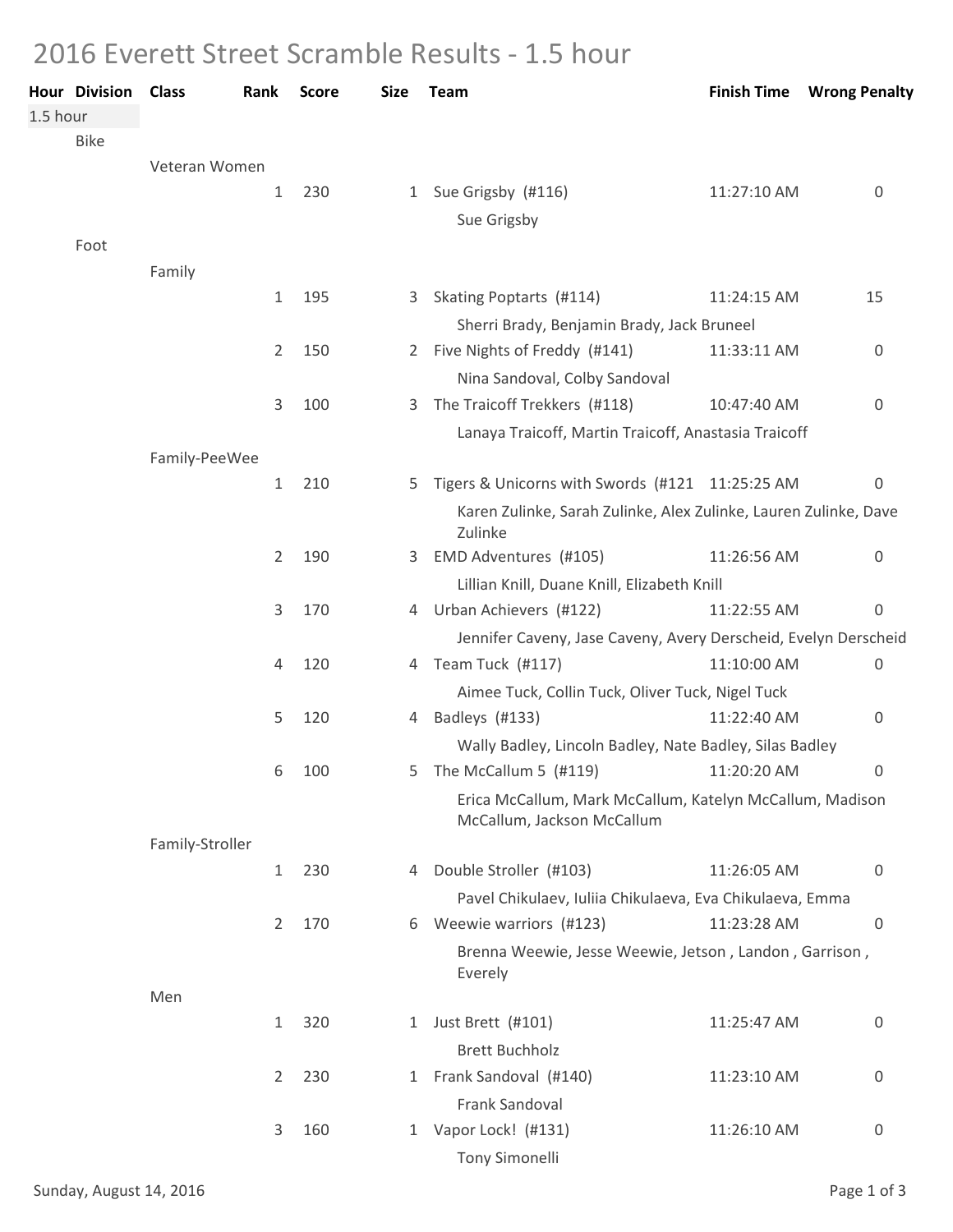# 2016 Everett Street Scramble Results - 1.5 hour

| Hour | Division | Class | Rank | Score | Size | Team | Finish Time | Wrong Penalty |
|---|---|---|---|---|---|---|---|---|
| 1.5 hour | | | | | | | | |
| | Bike | | | | | | | |
| | | Veteran Women | | | | | | |
| | | | 1 | 230 | 1 | Sue Grigsby (#116)<br>Sue Grigsby | 11:27:10 AM | 0 |
| | Foot | | | | | | | |
| | | Family | | | | | | |
| | | | 1 | 195 | 3 | Skating Poptarts (#114)<br>Sherri Brady, Benjamin Brady, Jack Bruneel | 11:24:15 AM | 15 |
| | | | 2 | 150 | 2 | Five Nights of Freddy (#141)<br>Nina Sandoval, Colby Sandoval | 11:33:11 AM | 0 |
| | | | 3 | 100 | 3 | The Traicoff Trekkers (#118)<br>Lanaya Traicoff, Martin Traicoff, Anastasia Traicoff | 10:47:40 AM | 0 |
| | | Family-PeeWee | | | | | | |
| | | | 1 | 210 | 5 | Tigers & Unicorns with Swords (#121<br>Karen Zulinke, Sarah Zulinke, Alex Zulinke, Lauren Zulinke, Dave Zulinke | 11:25:25 AM | 0 |
| | | | 2 | 190 | 3 | EMD Adventures (#105)<br>Lillian Knill, Duane Knill, Elizabeth Knill | 11:26:56 AM | 0 |
| | | | 3 | 170 | 4 | Urban Achievers (#122)<br>Jennifer Caveny, Jase Caveny, Avery Derscheid, Evelyn Derscheid | 11:22:55 AM | 0 |
| | | | 4 | 120 | 4 | Team Tuck (#117)<br>Aimee Tuck, Collin Tuck, Oliver Tuck, Nigel Tuck | 11:10:00 AM | 0 |
| | | | 5 | 120 | 4 | Badleys (#133)<br>Wally Badley, Lincoln Badley, Nate Badley, Silas Badley | 11:22:40 AM | 0 |
| | | | 6 | 100 | 5 | The McCallum 5 (#119)<br>Erica McCallum, Mark McCallum, Katelyn McCallum, Madison McCallum, Jackson McCallum | 11:20:20 AM | 0 |
| | | Family-Stroller | | | | | | |
| | | | 1 | 230 | 4 | Double Stroller (#103)<br>Pavel Chikulaev, Iuliia Chikulaeva, Eva Chikulaeva, Emma | 11:26:05 AM | 0 |
| | | | 2 | 170 | 6 | Weewie warriors (#123)<br>Brenna Weewie, Jesse Weewie, Jetson , Landon , Garrison , Everely | 11:23:28 AM | 0 |
| | | Men | | | | | | |
| | | | 1 | 320 | 1 | Just Brett (#101)<br>Brett Buchholz | 11:25:47 AM | 0 |
| | | | 2 | 230 | 1 | Frank Sandoval (#140)<br>Frank Sandoval | 11:23:10 AM | 0 |
| | | | 3 | 160 | 1 | Vapor Lock! (#131)<br>Tony Simonelli | 11:26:10 AM | 0 |

Sunday, August 14, 2016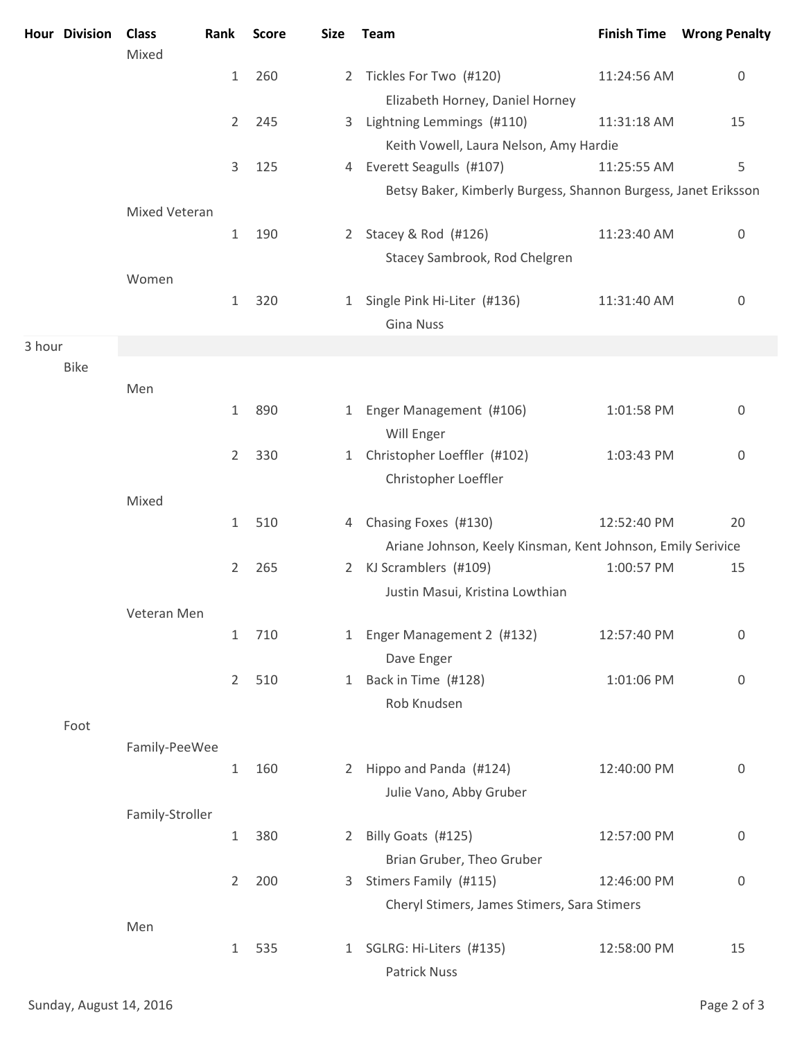| Hour | Division | Class | Rank | Score | Size | Team | Finish Time | Wrong Penalty |
|---|---|---|---|---|---|---|---|---|
| | | Mixed | | | | | | |
| | | | 1 | 260 | 2 | Tickles For Two (#120) | 11:24:56 AM | 0 |
| | | | | | | Elizabeth Horney, Daniel Horney | | |
| | | | 2 | 245 | 3 | Lightning Lemmings (#110) | 11:31:18 AM | 15 |
| | | | | | | Keith Vowell, Laura Nelson, Amy Hardie | | |
| | | | 3 | 125 | 4 | Everett Seagulls (#107) | 11:25:55 AM | 5 |
| | | | | | | Betsy Baker, Kimberly Burgess, Shannon Burgess, Janet Eriksson | | |
| | | Mixed Veteran | | | | | | |
| | | | 1 | 190 | 2 | Stacey & Rod (#126) | 11:23:40 AM | 0 |
| | | | | | | Stacey Sambrook, Rod Chelgren | | |
| | | Women | | | | | | |
| | | | 1 | 320 | 1 | Single Pink Hi-Liter (#136) | 11:31:40 AM | 0 |
| | | | | | | Gina Nuss | | |
| 3 hour | | | | | | | | |
| | Bike | | | | | | | |
| | | Men | | | | | | |
| | | | 1 | 890 | 1 | Enger Management (#106) | 1:01:58 PM | 0 |
| | | | | | | Will Enger | | |
| | | | 2 | 330 | 1 | Christopher Loeffler (#102) | 1:03:43 PM | 0 |
| | | | | | | Christopher Loeffler | | |
| | | Mixed | | | | | | |
| | | | 1 | 510 | 4 | Chasing Foxes (#130) | 12:52:40 PM | 20 |
| | | | | | | Ariane Johnson, Keely Kinsman, Kent Johnson, Emily Serivice | | |
| | | | 2 | 265 | 2 | KJ Scramblers (#109) | 1:00:57 PM | 15 |
| | | | | | | Justin Masui, Kristina Lowthian | | |
| | | Veteran Men | | | | | | |
| | | | 1 | 710 | 1 | Enger Management 2 (#132) | 12:57:40 PM | 0 |
| | | | | | | Dave Enger | | |
| | | | 2 | 510 | 1 | Back in Time (#128) | 1:01:06 PM | 0 |
| | | | | | | Rob Knudsen | | |
| | Foot | | | | | | | |
| | | Family-PeeWee | | | | | | |
| | | | 1 | 160 | 2 | Hippo and Panda (#124) | 12:40:00 PM | 0 |
| | | | | | | Julie Vano, Abby Gruber | | |
| | | Family-Stroller | | | | | | |
| | | | 1 | 380 | 2 | Billy Goats (#125) | 12:57:00 PM | 0 |
| | | | | | | Brian Gruber, Theo Gruber | | |
| | | | 2 | 200 | 3 | Stimers Family (#115) | 12:46:00 PM | 0 |
| | | | | | | Cheryl Stimers, James Stimers, Sara Stimers | | |
| | | Men | | | | | | |
| | | | 1 | 535 | 1 | SGLRG: Hi-Liters (#135) | 12:58:00 PM | 15 |
| | | | | | | Patrick Nuss | | |

Sunday, August 14, 2016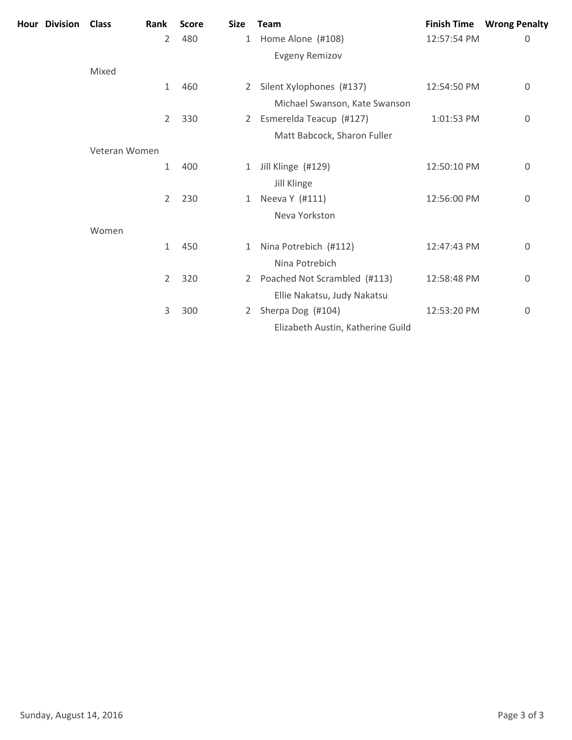| Hour | Division | Class | Rank | Score | Size | Team | Finish Time | Wrong Penalty |
|---|---|---|---|---|---|---|---|---|
| | | | 2 | 480 | 1 | Home Alone (#108)<br>Evgeny Remizov | 12:57:54 PM | 0 |
| | | Mixed | | | | | | |
| | | | 1 | 460 | 2 | Silent Xylophones (#137)<br>Michael Swanson, Kate Swanson | 12:54:50 PM | 0 |
| | | | 2 | 330 | 2 | Esmerelda Teacup (#127)<br>Matt Babcock, Sharon Fuller | 1:01:53 PM | 0 |
| | | Veteran Women | | | | | | |
| | | | 1 | 400 | 1 | Jill Klinge (#129)<br>Jill Klinge | 12:50:10 PM | 0 |
| | | | 2 | 230 | 1 | Neeva Y (#111)<br>Neva Yorkston | 12:56:00 PM | 0 |
| | | Women | | | | | | |
| | | | 1 | 450 | 1 | Nina Potrebich (#112)<br>Nina Potrebich | 12:47:43 PM | 0 |
| | | | 2 | 320 | 2 | Poached Not Scrambled (#113)<br>Ellie Nakatsu, Judy Nakatsu | 12:58:48 PM | 0 |
| | | | 3 | 300 | 2 | Sherpa Dog (#104)<br>Elizabeth Austin, Katherine Guild | 12:53:20 PM | 0 |

Sunday, August 14, 2016